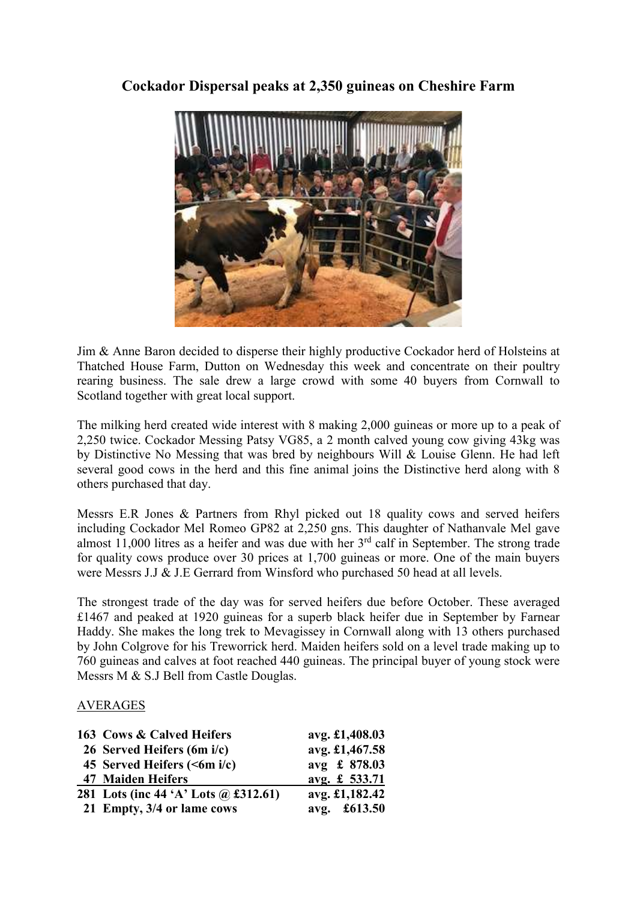# Cockador Dispersal peaks at 2,350 guineas on Cheshire Farm

Jim & Anne Baron decided to disperse their highly productive Cockador herd of Holsteins at Thatched House Farm, Dutton on Wednesday this week and concentrate on their poultry rearing business. The sale drew a large crowd with some 40 buyers from Cornwall to Scotland together with great local support.

The milking herd created wide interest with 8 making 2,000 guineas or more up to a peak of 2,250 twice. Cockador Messing Patsy VG85, a 2 month calved young cow giving 43kg was by Distinctive No Messing that was bred by neighbours Will & Louise Glenn. He had left several good cows in the herd and this fine animal joins the Distinctive herd along with 8 others purchased that day.

Messrs E.R Jones & Partners from Rhyl picked out 18 quality cows and served heifers including Cockador Mel Romeo GP82 at 2,250 gns. This daughter of Nathanvale Mel gave almost 11,000 litres as a heifer and was due with her 3rd calf in September. The strong trade for quality cows produce over 30 prices at 1,700 guineas or more. One of the main buyers were Messrs J.J & J.E Gerrard from Winsford who purchased 50 head at all levels.

The strongest trade of the day was for served heifers due before October. These averaged £1467 and peaked at 1920 guineas for a superb black heifer due in September by Farnear Haddy. She makes the long trek to Mevagissey in Cornwall along with 13 others purchased by John Colgrove for his Treworrick herd. Maiden heifers sold on a level trade making up to 760 guineas and calves at foot reached 440 guineas. The principal buyer of young stock were Messrs M & S.J Bell from Castle Douglas.

<u>AVERAGES</u>

| | |
|---|---|
| **163 Cows & Calved Heifers** | **avg. £1,408.03** |
| **26 Served Heifers (6m i/c)** | **avg. £1,467.58** |
| **45 Served Heifers (<6m i/c)** | **avg £ 878.03** |
| **47 Maiden Heifers** | **avg. £ 533.71** |
| **281 Lots (inc 44 'A' Lots @ £312.61)** | **avg. £1,182.42** |
| **21 Empty, 3/4 or lame cows** | **avg. £613.50** |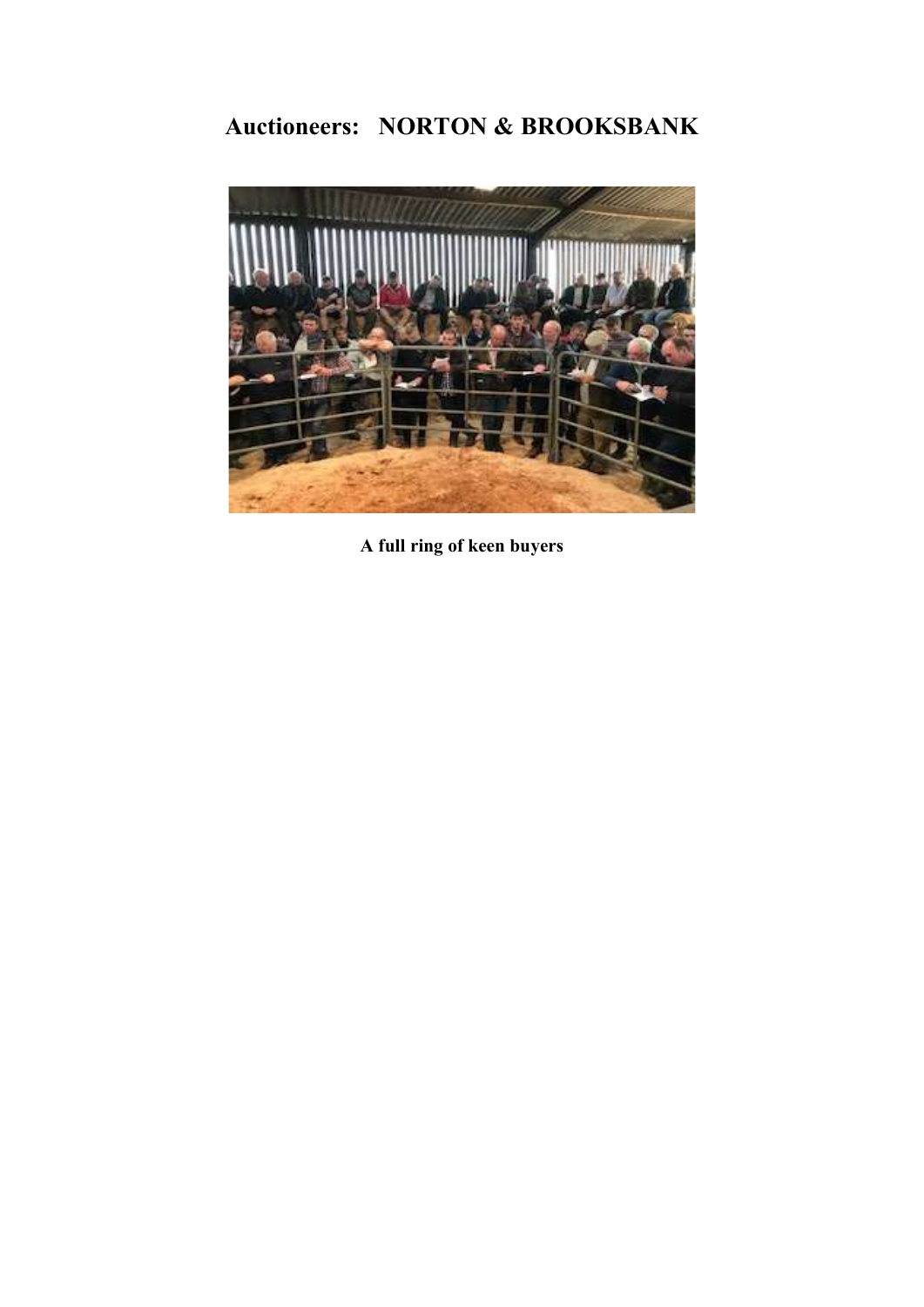**Auctioneers: NORTON & BROOKSBANK**

**A full ring of keen buyers**